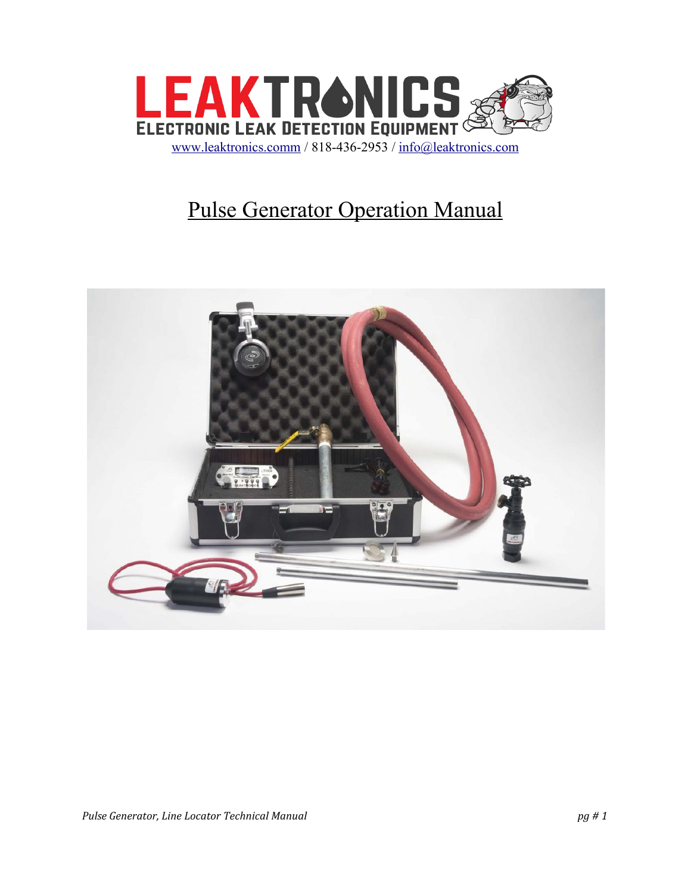LEAKTRONICS

ELECTRONIC LEAK DETECTION EQUIPMENT

www.leaktronics.comm / 818-436-2953 / info@leaktronics.com

# Pulse Generator Operation Manual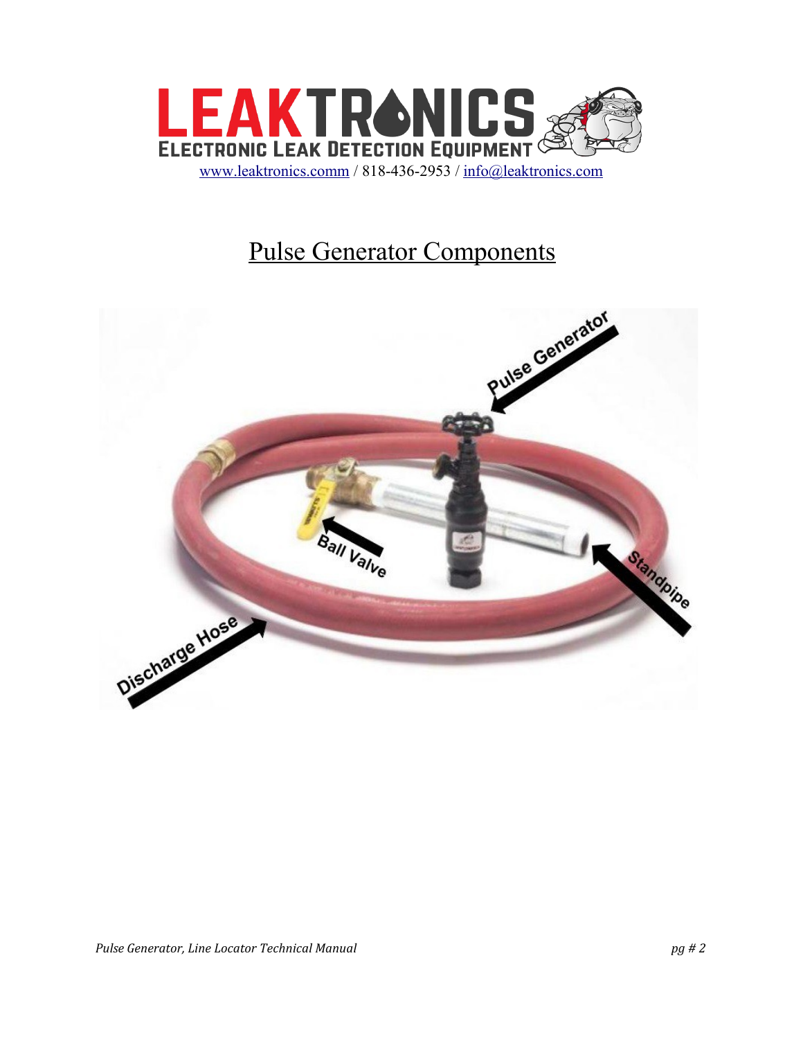# LEAKTRONICS

ELECTRONIC LEAK DETECTION EQUIPMENT

www.leaktronics.comm / 818-436-2953 / info@leaktronics.com

## Pulse Generator Components

Pulse Generator

Ball Valve

Standpipe

Discharge Hose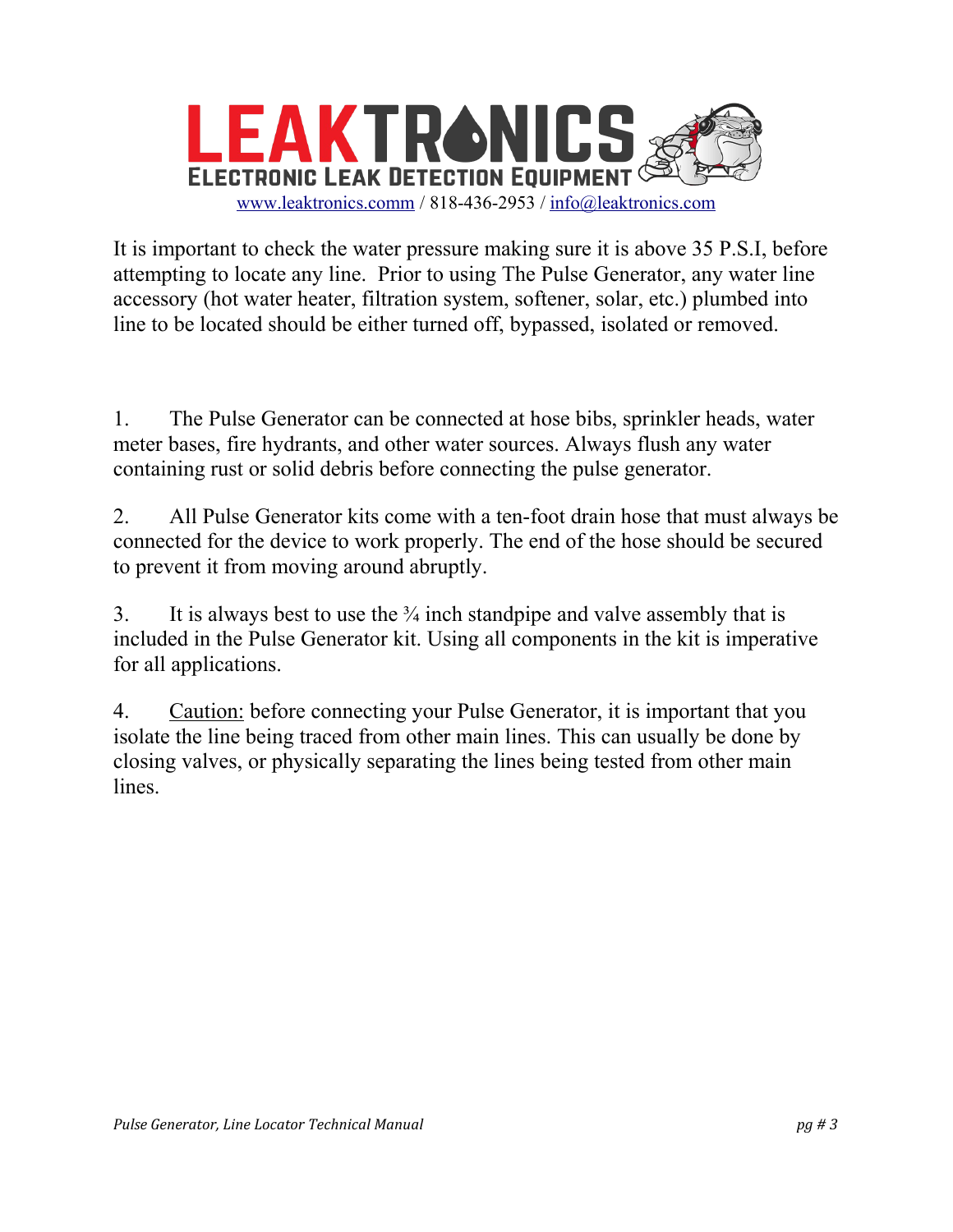# LEAKTRONICS

**ELECTRONIC LEAK DETECTION EQUIPMENT**

[www.leaktronics.comm](www.leaktronics.comm) / 818-436-2953 / [info@leaktronics.com](mailto:info@leaktronics.com)

It is important to check the water pressure making sure it is above 35 P.S.I, before attempting to locate any line. Prior to using The Pulse Generator, any water line accessory (hot water heater, filtration system, softener, solar, etc.) plumbed into line to be located should be either turned off, bypassed, isolated or removed.

1. The Pulse Generator can be connected at hose bibs, sprinkler heads, water meter bases, fire hydrants, and other water sources. Always flush any water containing rust or solid debris before connecting the pulse generator.

2. All Pulse Generator kits come with a ten-foot drain hose that must always be connected for the device to work properly. The end of the hose should be secured to prevent it from moving around abruptly.

3. It is always best to use the ¾ inch standpipe and valve assembly that is included in the Pulse Generator kit. Using all components in the kit is imperative for all applications.

4. <u>Caution:</u> before connecting your Pulse Generator, it is important that you isolate the line being traced from other main lines. This can usually be done by closing valves, or physically separating the lines being tested from other main lines.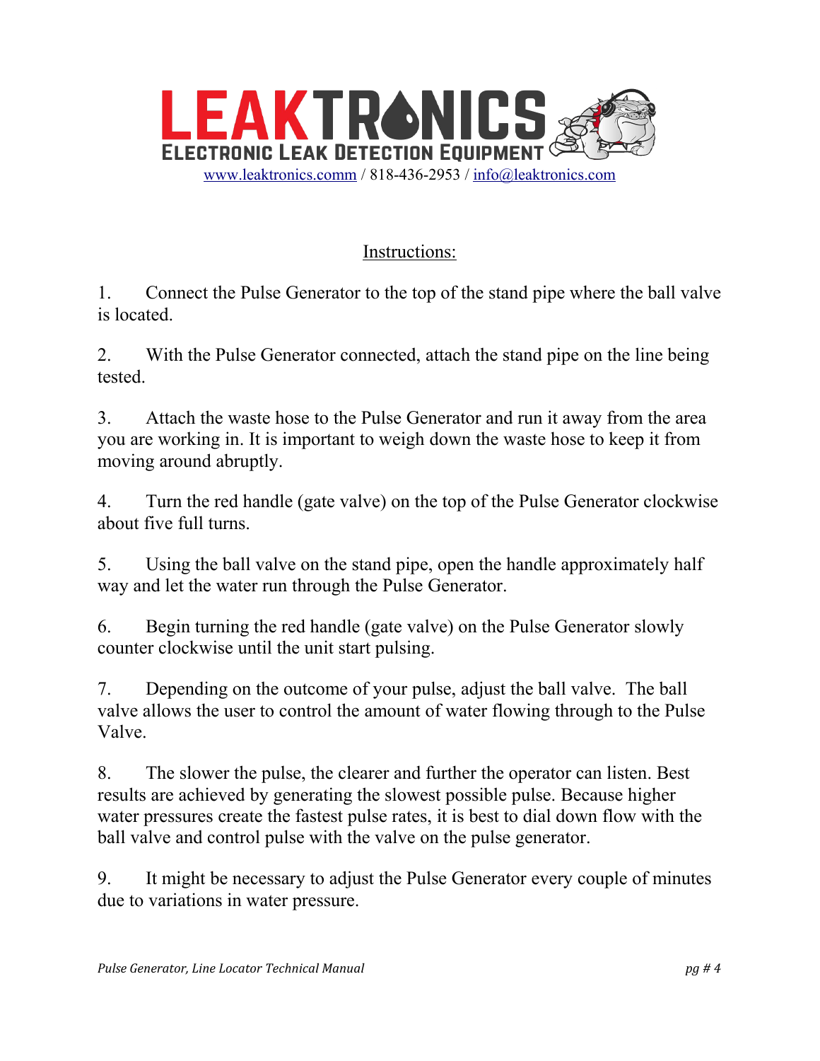# LEAKTRONICS

ELECTRONIC LEAK DETECTION EQUIPMENT

www.leaktronics.comm / 818-436-2953 / info@leaktronics.com

## Instructions:

1. Connect the Pulse Generator to the top of the stand pipe where the ball valve is located.

2. With the Pulse Generator connected, attach the stand pipe on the line being tested.

3. Attach the waste hose to the Pulse Generator and run it away from the area you are working in. It is important to weigh down the waste hose to keep it from moving around abruptly.

4. Turn the red handle (gate valve) on the top of the Pulse Generator clockwise about five full turns.

5. Using the ball valve on the stand pipe, open the handle approximately half way and let the water run through the Pulse Generator.

6. Begin turning the red handle (gate valve) on the Pulse Generator slowly counter clockwise until the unit start pulsing.

7. Depending on the outcome of your pulse, adjust the ball valve. The ball valve allows the user to control the amount of water flowing through to the Pulse Valve.

8. The slower the pulse, the clearer and further the operator can listen. Best results are achieved by generating the slowest possible pulse. Because higher water pressures create the fastest pulse rates, it is best to dial down flow with the ball valve and control pulse with the valve on the pulse generator.

9. It might be necessary to adjust the Pulse Generator every couple of minutes due to variations in water pressure.